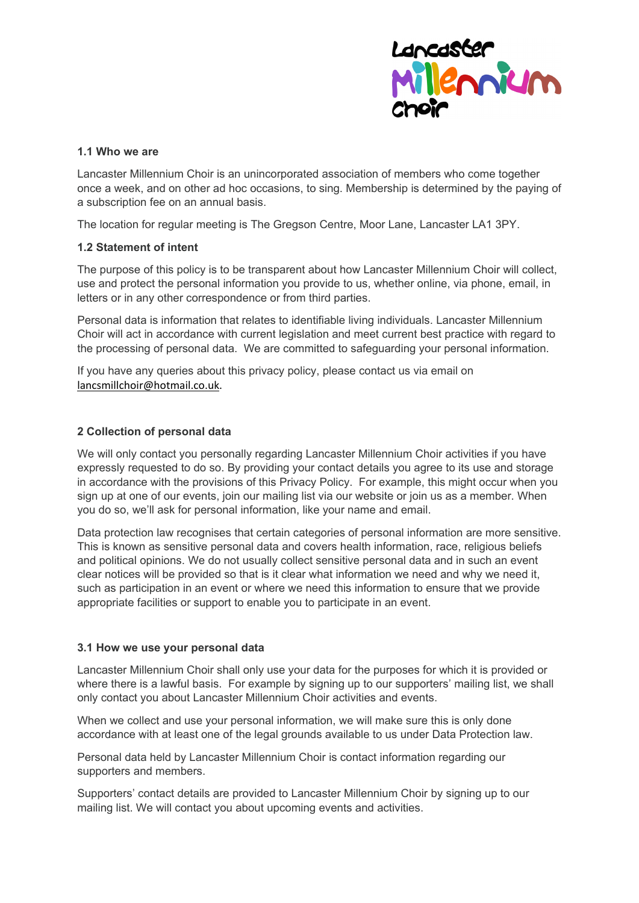**1.1 Who we are**

Lancaster Millennium Choir is an unincorporated association of members who come together once a week, and on other ad hoc occasions, to sing. Membership is determined by the paying of a subscription fee on an annual basis.

The location for regular meeting is The Gregson Centre, Moor Lane, Lancaster LA1 3PY.

**1.2 Statement of intent**

The purpose of this policy is to be transparent about how Lancaster Millennium Choir will collect, use and protect the personal information you provide to us, whether online, via phone, email, in letters or in any other correspondence or from third parties.

Personal data is information that relates to identifiable living individuals. Lancaster Millennium Choir will act in accordance with current legislation and meet current best practice with regard to the processing of personal data. We are committed to safeguarding your personal information.

If you have any queries about this privacy policy, please contact us via email on lancsmillchoir@hotmail.co.uk.

**2 Collection of personal data**

We will only contact you personally regarding Lancaster Millennium Choir activities if you have expressly requested to do so. By providing your contact details you agree to its use and storage in accordance with the provisions of this Privacy Policy. For example, this might occur when you sign up at one of our events, join our mailing list via our website or join us as a member. When you do so, we'll ask for personal information, like your name and email.

Data protection law recognises that certain categories of personal information are more sensitive. This is known as sensitive personal data and covers health information, race, religious beliefs and political opinions. We do not usually collect sensitive personal data and in such an event clear notices will be provided so that is it clear what information we need and why we need it, such as participation in an event or where we need this information to ensure that we provide appropriate facilities or support to enable you to participate in an event.

**3.1 How we use your personal data**

Lancaster Millennium Choir shall only use your data for the purposes for which it is provided or where there is a lawful basis. For example by signing up to our supporters' mailing list, we shall only contact you about Lancaster Millennium Choir activities and events.

When we collect and use your personal information, we will make sure this is only done accordance with at least one of the legal grounds available to us under Data Protection law.

Personal data held by Lancaster Millennium Choir is contact information regarding our supporters and members.

Supporters' contact details are provided to Lancaster Millennium Choir by signing up to our mailing list. We will contact you about upcoming events and activities.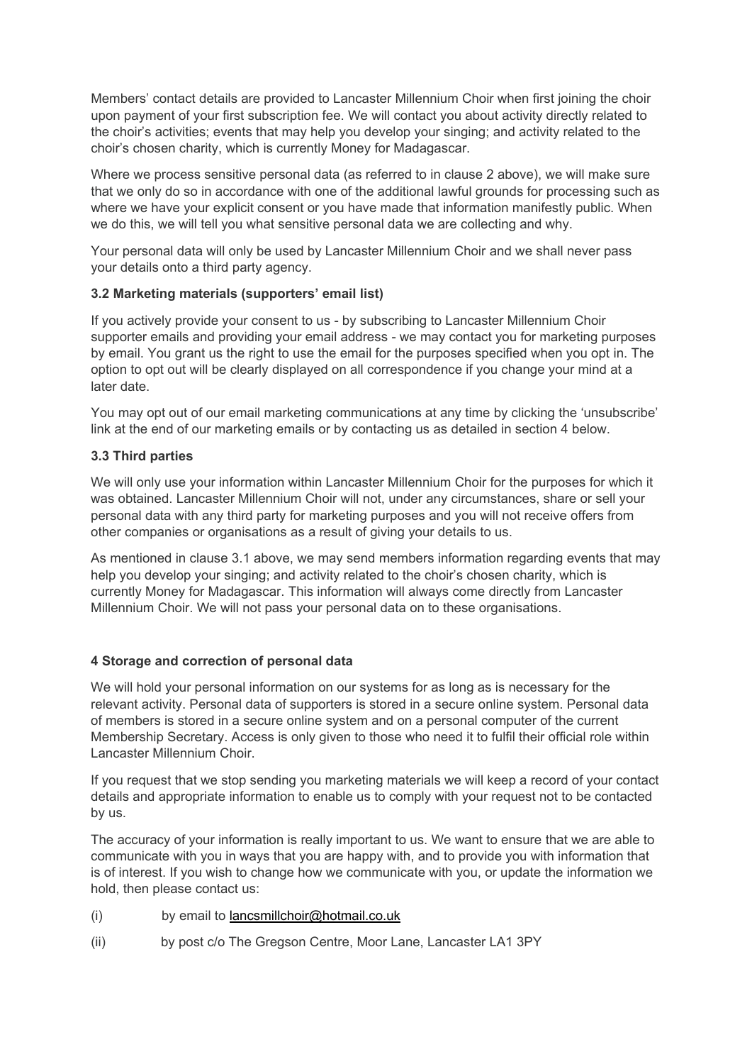Members' contact details are provided to Lancaster Millennium Choir when first joining the choir upon payment of your first subscription fee. We will contact you about activity directly related to the choir's activities; events that may help you develop your singing; and activity related to the choir's chosen charity, which is currently Money for Madagascar.

Where we process sensitive personal data (as referred to in clause 2 above), we will make sure that we only do so in accordance with one of the additional lawful grounds for processing such as where we have your explicit consent or you have made that information manifestly public. When we do this, we will tell you what sensitive personal data we are collecting and why.

Your personal data will only be used by Lancaster Millennium Choir and we shall never pass your details onto a third party agency.

### 3.2 Marketing materials (supporters' email list)

If you actively provide your consent to us - by subscribing to Lancaster Millennium Choir supporter emails and providing your email address - we may contact you for marketing purposes by email. You grant us the right to use the email for the purposes specified when you opt in. The option to opt out will be clearly displayed on all correspondence if you change your mind at a later date.

You may opt out of our email marketing communications at any time by clicking the 'unsubscribe' link at the end of our marketing emails or by contacting us as detailed in section 4 below.

### 3.3 Third parties

We will only use your information within Lancaster Millennium Choir for the purposes for which it was obtained. Lancaster Millennium Choir will not, under any circumstances, share or sell your personal data with any third party for marketing purposes and you will not receive offers from other companies or organisations as a result of giving your details to us.

As mentioned in clause 3.1 above, we may send members information regarding events that may help you develop your singing; and activity related to the choir's chosen charity, which is currently Money for Madagascar. This information will always come directly from Lancaster Millennium Choir. We will not pass your personal data on to these organisations.

## 4 Storage and correction of personal data

We will hold your personal information on our systems for as long as is necessary for the relevant activity. Personal data of supporters is stored in a secure online system. Personal data of members is stored in a secure online system and on a personal computer of the current Membership Secretary. Access is only given to those who need it to fulfil their official role within Lancaster Millennium Choir.

If you request that we stop sending you marketing materials we will keep a record of your contact details and appropriate information to enable us to comply with your request not to be contacted by us.

The accuracy of your information is really important to us. We want to ensure that we are able to communicate with you in ways that you are happy with, and to provide you with information that is of interest. If you wish to change how we communicate with you, or update the information we hold, then please contact us:

(i) by email to lancsmillchoir@hotmail.co.uk

(ii) by post c/o The Gregson Centre, Moor Lane, Lancaster LA1 3PY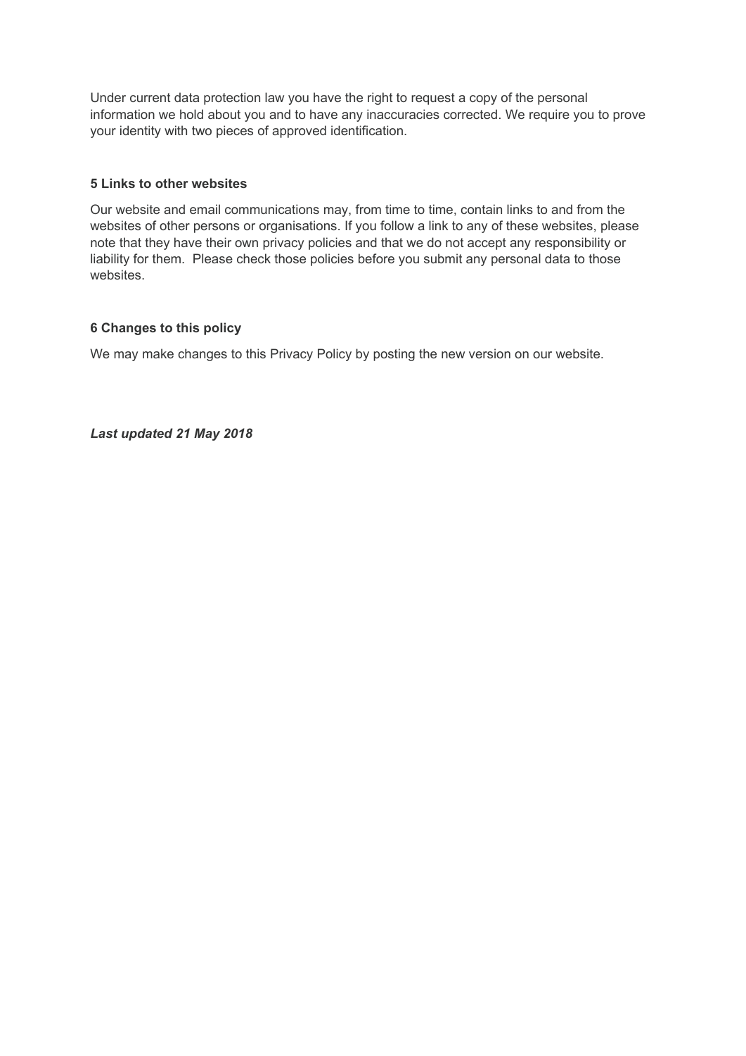Under current data protection law you have the right to request a copy of the personal information we hold about you and to have any inaccuracies corrected. We require you to prove your identity with two pieces of approved identification.

### 5 Links to other websites

Our website and email communications may, from time to time, contain links to and from the websites of other persons or organisations. If you follow a link to any of these websites, please note that they have their own privacy policies and that we do not accept any responsibility or liability for them. Please check those policies before you submit any personal data to those websites.

### 6 Changes to this policy

We may make changes to this Privacy Policy by posting the new version on our website.

***Last updated 21 May 2018***